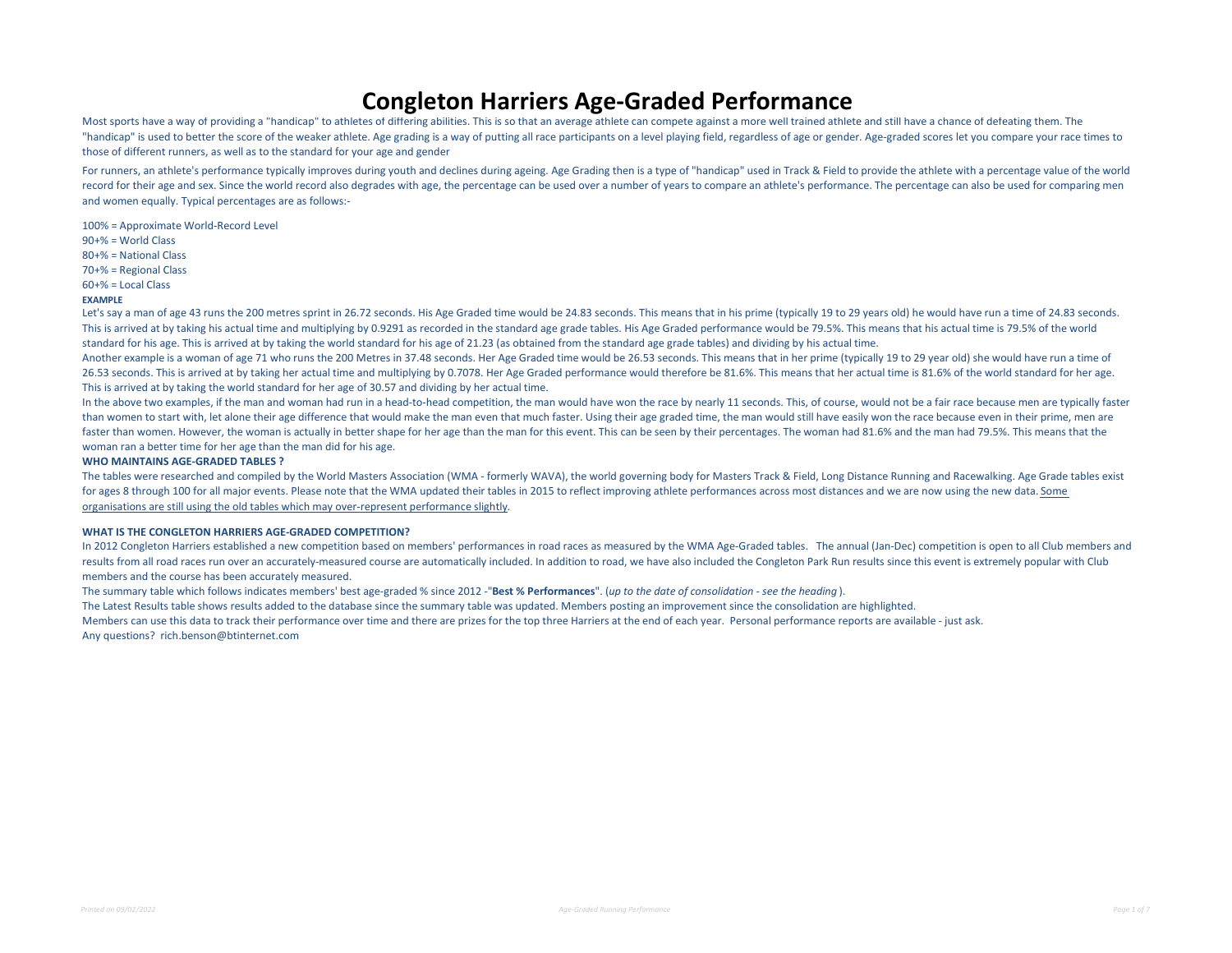# Congleton Harriers Age-Graded Performance

Most sports have a way of providing a "handicap" to athletes of differing abilities. This is so that an average athlete can compete against a more well trained athlete and still have a chance of defeating them. The "handicap" is used to better the score of the weaker athlete. Age grading is a way of putting all race participants on a level playing field, regardless of age or gender. Age-graded scores let you compare your race times to those of different runners, as well as to the standard for your age and gender

For runners, an athlete's performance typically improves during youth and declines during ageing. Age Grading then is a type of "handicap" used in Track & Field to provide the athlete with a percentage value of the world record for their age and sex. Since the world record also degrades with age, the percentage can be used over a number of years to compare an athlete's performance. The percentage can also be used for comparing men and women equally. Typical percentages are as follows:-

100% = Approximate World-Record Level
90+% = World Class
80+% = National Class
70+% = Regional Class
60+% = Local Class

**EXAMPLE**

Let's say a man of age 43 runs the 200 metres sprint in 26.72 seconds. His Age Graded time would be 24.83 seconds. This means that in his prime (typically 19 to 29 years old) he would have run a time of 24.83 seconds. This is arrived at by taking his actual time and multiplying by 0.9291 as recorded in the standard age grade tables. His Age Graded performance would be 79.5%. This means that his actual time is 79.5% of the world standard for his age. This is arrived at by taking the world standard for his age of 21.23 (as obtained from the standard age grade tables) and dividing by his actual time.

Another example is a woman of age 71 who runs the 200 Metres in 37.48 seconds. Her Age Graded time would be 26.53 seconds. This means that in her prime (typically 19 to 29 year old) she would have run a time of 26.53 seconds. This is arrived at by taking her actual time and multiplying by 0.7078. Her Age Graded performance would therefore be 81.6%. This means that her actual time is 81.6% of the world standard for her age. This is arrived at by taking the world standard for her age of 30.57 and dividing by her actual time.

In the above two examples, if the man and woman had run in a head-to-head competition, the man would have won the race by nearly 11 seconds. This, of course, would not be a fair race because men are typically faster than women to start with, let alone their age difference that would make the man even that much faster. Using their age graded time, the man would still have easily won the race because even in their prime, men are faster than women. However, the woman is actually in better shape for her age than the man for this event. This can be seen by their percentages. The woman had 81.6% and the man had 79.5%. This means that the woman ran a better time for her age than the man did for his age.

**WHO MAINTAINS AGE-GRADED TABLES ?**

The tables were researched and compiled by the World Masters Association (WMA - formerly WAVA), the world governing body for Masters Track & Field, Long Distance Running and Racewalking. Age Grade tables exist for ages 8 through 100 for all major events. Please note that the WMA updated their tables in 2015 to reflect improving athlete performances across most distances and we are now using the new data. Some organisations are still using the old tables which may over-represent performance slightly.

**WHAT IS THE CONGLETON HARRIERS AGE-GRADED COMPETITION?**

In 2012 Congleton Harriers established a new competition based on members' performances in road races as measured by the WMA Age-Graded tables. The annual (Jan-Dec) competition is open to all Club members and results from all road races run over an accurately-measured course are automatically included. In addition to road, we have also included the Congleton Park Run results since this event is extremely popular with Club members and the course has been accurately measured.

The summary table which follows indicates members' best age-graded % since 2012 -"**Best % Performances**". (*up to the date of consolidation - see the heading* ).

The Latest Results table shows results added to the database since the summary table was updated. Members posting an improvement since the consolidation are highlighted.

Members can use this data to track their performance over time and there are prizes for the top three Harriers at the end of each year. Personal performance reports are available - just ask.

Any questions? rich.benson@btinternet.com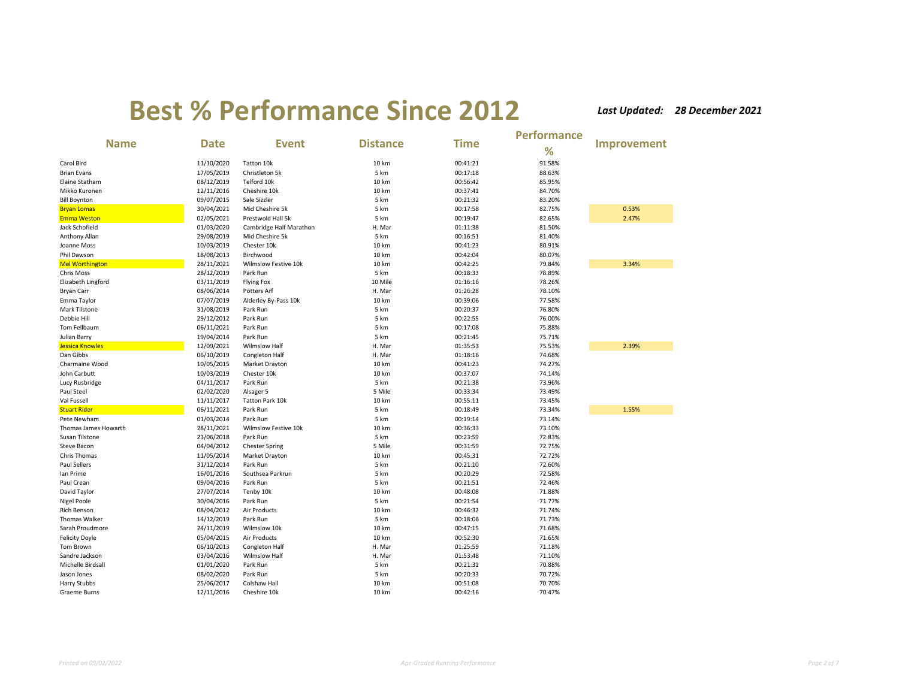# Best % Performance Since 2012

***Last Updated: 28 December 2021***

| Name | Date | Event | Distance | Time | Performance % | Improvement |
|---|---|---|---|---|---|---|
| Carol Bird | 11/10/2020 | Tatton 10k | 10 km | 00:41:21 | 91.58% | |
| Brian Evans | 17/05/2019 | Christleton 5k | 5 km | 00:17:18 | 88.63% | |
| Elaine Statham | 08/12/2019 | Telford 10k | 10 km | 00:56:42 | 85.95% | |
| Mikko Kuronen | 12/11/2016 | Cheshire 10k | 10 km | 00:37:41 | 84.70% | |
| Bill Boynton | 09/07/2015 | Sale Sizzler | 5 km | 00:21:32 | 83.20% | |
| Bryan Lomas | 30/04/2021 | Mid Cheshire 5k | 5 km | 00:17:58 | 82.75% | 0.53% |
| Emma Weston | 02/05/2021 | Prestwold Hall 5k | 5 km | 00:19:47 | 82.65% | 2.47% |
| Jack Schofield | 01/03/2020 | Cambridge Half Marathon | H. Mar | 01:11:38 | 81.50% | |
| Anthony Allan | 29/08/2019 | Mid Cheshire 5k | 5 km | 00:16:51 | 81.40% | |
| Joanne Moss | 10/03/2019 | Chester 10k | 10 km | 00:41:23 | 80.91% | |
| Phil Dawson | 18/08/2013 | Birchwood | 10 km | 00:42:04 | 80.07% | |
| Mel Worthington | 28/11/2021 | Wilmslow Festive 10k | 10 km | 00:42:25 | 79.84% | 3.34% |
| Chris Moss | 28/12/2019 | Park Run | 5 km | 00:18:33 | 78.89% | |
| Elizabeth Lingford | 03/11/2019 | Flying Fox | 10 Mile | 01:16:16 | 78.26% | |
| Bryan Carr | 08/06/2014 | Potters Arf | H. Mar | 01:26:28 | 78.10% | |
| Emma Taylor | 07/07/2019 | Alderley By-Pass 10k | 10 km | 00:39:06 | 77.58% | |
| Mark Tilstone | 31/08/2019 | Park Run | 5 km | 00:20:37 | 76.80% | |
| Debbie Hill | 29/12/2012 | Park Run | 5 km | 00:22:55 | 76.00% | |
| Tom Fellbaum | 06/11/2021 | Park Run | 5 km | 00:17:08 | 75.88% | |
| Julian Barry | 19/04/2014 | Park Run | 5 km | 00:21:45 | 75.71% | |
| Jessica Knowles | 12/09/2021 | Wilmslow Half | H. Mar | 01:35:53 | 75.53% | 2.39% |
| Dan Gibbs | 06/10/2019 | Congleton Half | H. Mar | 01:18:16 | 74.68% | |
| Charmaine Wood | 10/05/2015 | Market Drayton | 10 km | 00:41:23 | 74.27% | |
| John Carbutt | 10/03/2019 | Chester 10k | 10 km | 00:37:07 | 74.14% | |
| Lucy Rusbridge | 04/11/2017 | Park Run | 5 km | 00:21:38 | 73.96% | |
| Paul Steel | 02/02/2020 | Alsager 5 | 5 Mile | 00:33:34 | 73.49% | |
| Val Fussell | 11/11/2017 | Tatton Park 10k | 10 km | 00:55:11 | 73.45% | |
| Stuart Rider | 06/11/2021 | Park Run | 5 km | 00:18:49 | 73.34% | 1.55% |
| Pete Newham | 01/03/2014 | Park Run | 5 km | 00:19:14 | 73.14% | |
| Thomas James Howarth | 28/11/2021 | Wilmslow Festive 10k | 10 km | 00:36:33 | 73.10% | |
| Susan Tilstone | 23/06/2018 | Park Run | 5 km | 00:23:59 | 72.83% | |
| Steve Bacon | 04/04/2012 | Chester Spring | 5 Mile | 00:31:59 | 72.75% | |
| Chris Thomas | 11/05/2014 | Market Drayton | 10 km | 00:45:31 | 72.72% | |
| Paul Sellers | 31/12/2014 | Park Run | 5 km | 00:21:10 | 72.60% | |
| Ian Prime | 16/01/2016 | Southsea Parkrun | 5 km | 00:20:29 | 72.58% | |
| Paul Crean | 09/04/2016 | Park Run | 5 km | 00:21:51 | 72.46% | |
| David Taylor | 27/07/2014 | Tenby 10k | 10 km | 00:48:08 | 71.88% | |
| Nigel Poole | 30/04/2016 | Park Run | 5 km | 00:21:54 | 71.77% | |
| Rich Benson | 08/04/2012 | Air Products | 10 km | 00:46:32 | 71.74% | |
| Thomas Walker | 14/12/2019 | Park Run | 5 km | 00:18:06 | 71.73% | |
| Sarah Proudmore | 24/11/2019 | Wilmslow 10k | 10 km | 00:47:15 | 71.68% | |
| Felicity Doyle | 05/04/2015 | Air Products | 10 km | 00:52:30 | 71.65% | |
| Tom Brown | 06/10/2013 | Congleton Half | H. Mar | 01:25:59 | 71.18% | |
| Sandre Jackson | 03/04/2016 | Wilmslow Half | H. Mar | 01:53:48 | 71.10% | |
| Michelle Birdsall | 01/01/2020 | Park Run | 5 km | 00:21:31 | 70.88% | |
| Jason Jones | 08/02/2020 | Park Run | 5 km | 00:20:33 | 70.72% | |
| Harry Stubbs | 25/06/2017 | Colshaw Hall | 10 km | 00:51:08 | 70.70% | |
| Graeme Burns | 12/11/2016 | Cheshire 10k | 10 km | 00:42:16 | 70.47% | |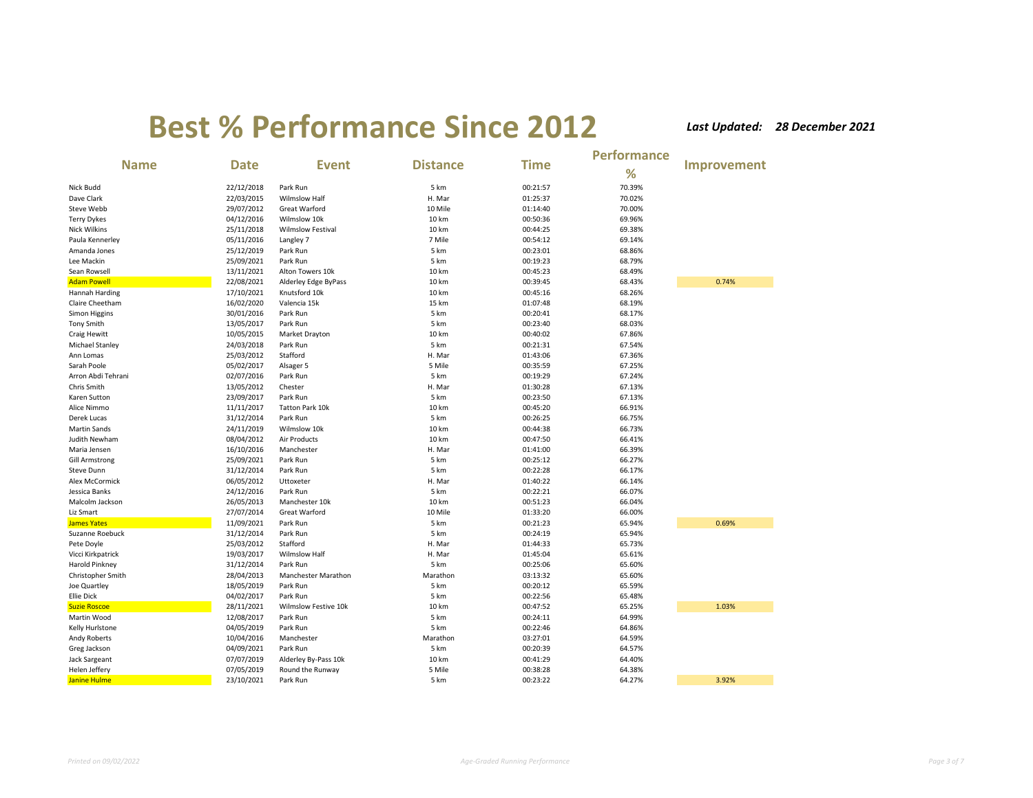# Best % Performance Since 2012

***Last Updated: 28 December 2021***

| Name | Date | Event | Distance | Time | Performance % | Improvement |
|---|---|---|---|---|---|---|
| Nick Budd | 22/12/2018 | Park Run | 5 km | 00:21:57 | 70.39% | |
| Dave Clark | 22/03/2015 | Wilmslow Half | H. Mar | 01:25:37 | 70.02% | |
| Steve Webb | 29/07/2012 | Great Warford | 10 Mile | 01:14:40 | 70.00% | |
| Terry Dykes | 04/12/2016 | Wilmslow 10k | 10 km | 00:50:36 | 69.96% | |
| Nick Wilkins | 25/11/2018 | Wilmslow Festival | 10 km | 00:44:25 | 69.38% | |
| Paula Kennerley | 05/11/2016 | Langley 7 | 7 Mile | 00:54:12 | 69.14% | |
| Amanda Jones | 25/12/2019 | Park Run | 5 km | 00:23:01 | 68.86% | |
| Lee Mackin | 25/09/2021 | Park Run | 5 km | 00:19:23 | 68.79% | |
| Sean Rowsell | 13/11/2021 | Alton Towers 10k | 10 km | 00:45:23 | 68.49% | |
| Adam Powell | 22/08/2021 | Alderley Edge ByPass | 10 km | 00:39:45 | 68.43% | 0.74% |
| Hannah Harding | 17/10/2021 | Knutsford 10k | 10 km | 00:45:16 | 68.26% | |
| Claire Cheetham | 16/02/2020 | Valencia 15k | 15 km | 01:07:48 | 68.19% | |
| Simon Higgins | 30/01/2016 | Park Run | 5 km | 00:20:41 | 68.17% | |
| Tony Smith | 13/05/2017 | Park Run | 5 km | 00:23:40 | 68.03% | |
| Craig Hewitt | 10/05/2015 | Market Drayton | 10 km | 00:40:02 | 67.86% | |
| Michael Stanley | 24/03/2018 | Park Run | 5 km | 00:21:31 | 67.54% | |
| Ann Lomas | 25/03/2012 | Stafford | H. Mar | 01:43:06 | 67.36% | |
| Sarah Poole | 05/02/2017 | Alsager 5 | 5 Mile | 00:35:59 | 67.25% | |
| Arron Abdi Tehrani | 02/07/2016 | Park Run | 5 km | 00:19:29 | 67.24% | |
| Chris Smith | 13/05/2012 | Chester | H. Mar | 01:30:28 | 67.13% | |
| Karen Sutton | 23/09/2017 | Park Run | 5 km | 00:23:50 | 67.13% | |
| Alice Nimmo | 11/11/2017 | Tatton Park 10k | 10 km | 00:45:20 | 66.91% | |
| Derek Lucas | 31/12/2014 | Park Run | 5 km | 00:26:25 | 66.75% | |
| Martin Sands | 24/11/2019 | Wilmslow 10k | 10 km | 00:44:38 | 66.73% | |
| Judith Newham | 08/04/2012 | Air Products | 10 km | 00:47:50 | 66.41% | |
| Maria Jensen | 16/10/2016 | Manchester | H. Mar | 01:41:00 | 66.39% | |
| Gill Armstrong | 25/09/2021 | Park Run | 5 km | 00:25:12 | 66.27% | |
| Steve Dunn | 31/12/2014 | Park Run | 5 km | 00:22:28 | 66.17% | |
| Alex McCormick | 06/05/2012 | Uttoxeter | H. Mar | 01:40:22 | 66.14% | |
| Jessica Banks | 24/12/2016 | Park Run | 5 km | 00:22:21 | 66.07% | |
| Malcolm Jackson | 26/05/2013 | Manchester 10k | 10 km | 00:51:23 | 66.04% | |
| Liz Smart | 27/07/2014 | Great Warford | 10 Mile | 01:33:20 | 66.00% | |
| James Yates | 11/09/2021 | Park Run | 5 km | 00:21:23 | 65.94% | 0.69% |
| Suzanne Roebuck | 31/12/2014 | Park Run | 5 km | 00:24:19 | 65.94% | |
| Pete Doyle | 25/03/2012 | Stafford | H. Mar | 01:44:33 | 65.73% | |
| Vicci Kirkpatrick | 19/03/2017 | Wilmslow Half | H. Mar | 01:45:04 | 65.61% | |
| Harold Pinkney | 31/12/2014 | Park Run | 5 km | 00:25:06 | 65.60% | |
| Christopher Smith | 28/04/2013 | Manchester Marathon | Marathon | 03:13:32 | 65.60% | |
| Joe Quartley | 18/05/2019 | Park Run | 5 km | 00:20:12 | 65.59% | |
| Ellie Dick | 04/02/2017 | Park Run | 5 km | 00:22:56 | 65.48% | |
| Suzie Roscoe | 28/11/2021 | Wilmslow Festive 10k | 10 km | 00:47:52 | 65.25% | 1.03% |
| Martin Wood | 12/08/2017 | Park Run | 5 km | 00:24:11 | 64.99% | |
| Kelly Hurlstone | 04/05/2019 | Park Run | 5 km | 00:22:46 | 64.86% | |
| Andy Roberts | 10/04/2016 | Manchester | Marathon | 03:27:01 | 64.59% | |
| Greg Jackson | 04/09/2021 | Park Run | 5 km | 00:20:39 | 64.57% | |
| Jack Sargeant | 07/07/2019 | Alderley By-Pass 10k | 10 km | 00:41:29 | 64.40% | |
| Helen Jeffery | 07/05/2019 | Round the Runway | 5 Mile | 00:38:28 | 64.38% | |
| Janine Hulme | 23/10/2021 | Park Run | 5 km | 00:23:22 | 64.27% | 3.92% |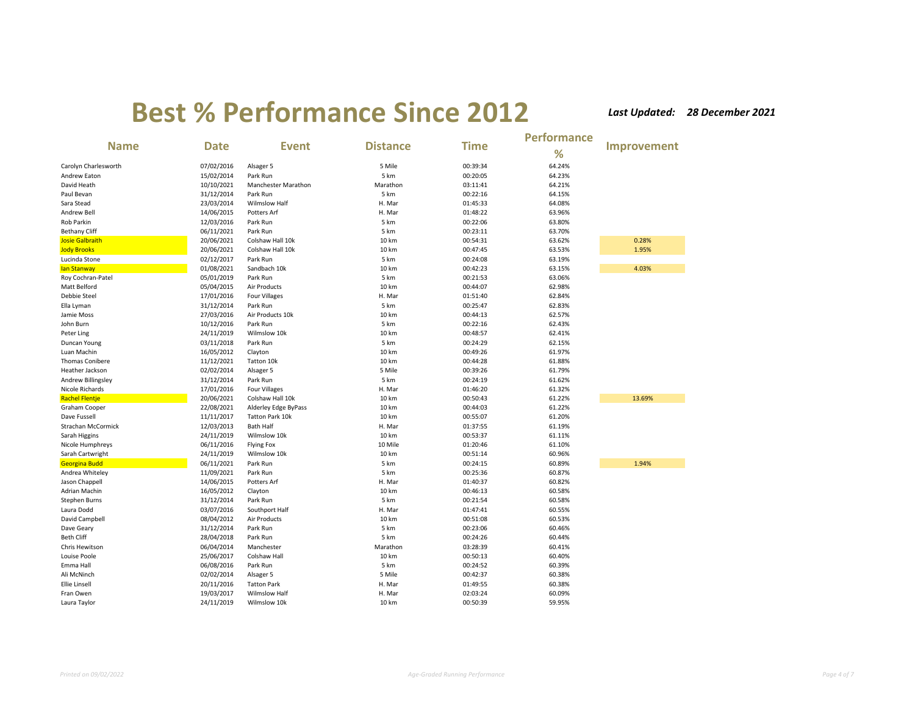# Best % Performance Since 2012

*Last Updated: 28 December 2021*

| Name | Date | Event | Distance | Time | Performance % | Improvement |
|---|---|---|---|---|---|---|
| Carolyn Charlesworth | 07/02/2016 | Alsager 5 | 5 Mile | 00:39:34 | 64.24% | |
| Andrew Eaton | 15/02/2014 | Park Run | 5 km | 00:20:05 | 64.23% | |
| David Heath | 10/10/2021 | Manchester Marathon | Marathon | 03:11:41 | 64.21% | |
| Paul Bevan | 31/12/2014 | Park Run | 5 km | 00:22:16 | 64.15% | |
| Sara Stead | 23/03/2014 | Wilmslow Half | H. Mar | 01:45:33 | 64.08% | |
| Andrew Bell | 14/06/2015 | Potters Arf | H. Mar | 01:48:22 | 63.96% | |
| Rob Parkin | 12/03/2016 | Park Run | 5 km | 00:22:06 | 63.80% | |
| Bethany Cliff | 06/11/2021 | Park Run | 5 km | 00:23:11 | 63.70% | |
| Josie Galbraith | 20/06/2021 | Colshaw Hall 10k | 10 km | 00:54:31 | 63.62% | 0.28% |
| Jody Brooks | 20/06/2021 | Colshaw Hall 10k | 10 km | 00:47:45 | 63.53% | 1.95% |
| Lucinda Stone | 02/12/2017 | Park Run | 5 km | 00:24:08 | 63.19% | |
| Ian Stanway | 01/08/2021 | Sandbach 10k | 10 km | 00:42:23 | 63.15% | 4.03% |
| Roy Cochran-Patel | 05/01/2019 | Park Run | 5 km | 00:21:53 | 63.06% | |
| Matt Belford | 05/04/2015 | Air Products | 10 km | 00:44:07 | 62.98% | |
| Debbie Steel | 17/01/2016 | Four Villages | H. Mar | 01:51:40 | 62.84% | |
| Ella Lyman | 31/12/2014 | Park Run | 5 km | 00:25:47 | 62.83% | |
| Jamie Moss | 27/03/2016 | Air Products 10k | 10 km | 00:44:13 | 62.57% | |
| John Burn | 10/12/2016 | Park Run | 5 km | 00:22:16 | 62.43% | |
| Peter Ling | 24/11/2019 | Wilmslow 10k | 10 km | 00:48:57 | 62.41% | |
| Duncan Young | 03/11/2018 | Park Run | 5 km | 00:24:29 | 62.15% | |
| Luan Machin | 16/05/2012 | Clayton | 10 km | 00:49:26 | 61.97% | |
| Thomas Conibere | 11/12/2021 | Tatton 10k | 10 km | 00:44:28 | 61.88% | |
| Heather Jackson | 02/02/2014 | Alsager 5 | 5 Mile | 00:39:26 | 61.79% | |
| Andrew Billingsley | 31/12/2014 | Park Run | 5 km | 00:24:19 | 61.62% | |
| Nicole Richards | 17/01/2016 | Four Villages | H. Mar | 01:46:20 | 61.32% | |
| Rachel Flentje | 20/06/2021 | Colshaw Hall 10k | 10 km | 00:50:43 | 61.22% | 13.69% |
| Graham Cooper | 22/08/2021 | Alderley Edge ByPass | 10 km | 00:44:03 | 61.22% | |
| Dave Fussell | 11/11/2017 | Tatton Park 10k | 10 km | 00:55:07 | 61.20% | |
| Strachan McCormick | 12/03/2013 | Bath Half | H. Mar | 01:37:55 | 61.19% | |
| Sarah Higgins | 24/11/2019 | Wilmslow 10k | 10 km | 00:53:37 | 61.11% | |
| Nicole Humphreys | 06/11/2016 | Flying Fox | 10 Mile | 01:20:46 | 61.10% | |
| Sarah Cartwright | 24/11/2019 | Wilmslow 10k | 10 km | 00:51:14 | 60.96% | |
| Georgina Budd | 06/11/2021 | Park Run | 5 km | 00:24:15 | 60.89% | 1.94% |
| Andrea Whiteley | 11/09/2021 | Park Run | 5 km | 00:25:36 | 60.87% | |
| Jason Chappell | 14/06/2015 | Potters Arf | H. Mar | 01:40:37 | 60.82% | |
| Adrian Machin | 16/05/2012 | Clayton | 10 km | 00:46:13 | 60.58% | |
| Stephen Burns | 31/12/2014 | Park Run | 5 km | 00:21:54 | 60.58% | |
| Laura Dodd | 03/07/2016 | Southport Half | H. Mar | 01:47:41 | 60.55% | |
| David Campbell | 08/04/2012 | Air Products | 10 km | 00:51:08 | 60.53% | |
| Dave Geary | 31/12/2014 | Park Run | 5 km | 00:23:06 | 60.46% | |
| Beth Cliff | 28/04/2018 | Park Run | 5 km | 00:24:26 | 60.44% | |
| Chris Hewitson | 06/04/2014 | Manchester | Marathon | 03:28:39 | 60.41% | |
| Louise Poole | 25/06/2017 | Colshaw Hall | 10 km | 00:50:13 | 60.40% | |
| Emma Hall | 06/08/2016 | Park Run | 5 km | 00:24:52 | 60.39% | |
| Ali McNinch | 02/02/2014 | Alsager 5 | 5 Mile | 00:42:37 | 60.38% | |
| Ellie Linsell | 20/11/2016 | Tatton Park | H. Mar | 01:49:55 | 60.38% | |
| Fran Owen | 19/03/2017 | Wilmslow Half | H. Mar | 02:03:24 | 60.09% | |
| Laura Taylor | 24/11/2019 | Wilmslow 10k | 10 km | 00:50:39 | 59.95% | |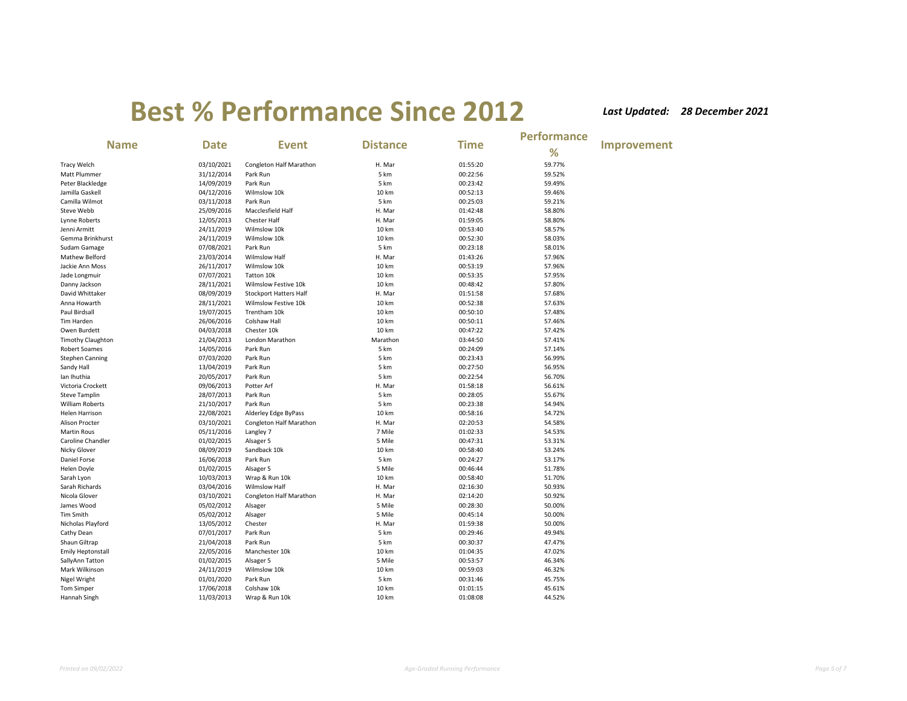# Best % Performance Since 2012

*Last Updated: 28 December 2021*

| Name | Date | Event | Distance | Time | Performance % | Improvement |
|---|---|---|---|---|---|---|
| Tracy Welch | 03/10/2021 | Congleton Half Marathon | H. Mar | 01:55:20 | 59.77% | |
| Matt Plummer | 31/12/2014 | Park Run | 5 km | 00:22:56 | 59.52% | |
| Peter Blackledge | 14/09/2019 | Park Run | 5 km | 00:23:42 | 59.49% | |
| Jamilla Gaskell | 04/12/2016 | Wilmslow 10k | 10 km | 00:52:13 | 59.46% | |
| Camilla Wilmot | 03/11/2018 | Park Run | 5 km | 00:25:03 | 59.21% | |
| Steve Webb | 25/09/2016 | Macclesfield Half | H. Mar | 01:42:48 | 58.80% | |
| Lynne Roberts | 12/05/2013 | Chester Half | H. Mar | 01:59:05 | 58.80% | |
| Jenni Armitt | 24/11/2019 | Wilmslow 10k | 10 km | 00:53:40 | 58.57% | |
| Gemma Brinkhurst | 24/11/2019 | Wilmslow 10k | 10 km | 00:52:30 | 58.03% | |
| Sudam Gamage | 07/08/2021 | Park Run | 5 km | 00:23:18 | 58.01% | |
| Mathew Belford | 23/03/2014 | Wilmslow Half | H. Mar | 01:43:26 | 57.96% | |
| Jackie Ann Moss | 26/11/2017 | Wilmslow 10k | 10 km | 00:53:19 | 57.96% | |
| Jade Longmuir | 07/07/2021 | Tatton 10k | 10 km | 00:53:35 | 57.95% | |
| Danny Jackson | 28/11/2021 | Wilmslow Festive 10k | 10 km | 00:48:42 | 57.80% | |
| David Whittaker | 08/09/2019 | Stockport Hatters Half | H. Mar | 01:51:58 | 57.68% | |
| Anna Howarth | 28/11/2021 | Wilmslow Festive 10k | 10 km | 00:52:38 | 57.63% | |
| Paul Birdsall | 19/07/2015 | Trentham 10k | 10 km | 00:50:10 | 57.48% | |
| Tim Harden | 26/06/2016 | Colshaw Hall | 10 km | 00:50:11 | 57.46% | |
| Owen Burdett | 04/03/2018 | Chester 10k | 10 km | 00:47:22 | 57.42% | |
| Timothy Claughton | 21/04/2013 | London Marathon | Marathon | 03:44:50 | 57.41% | |
| Robert Soames | 14/05/2016 | Park Run | 5 km | 00:24:09 | 57.14% | |
| Stephen Canning | 07/03/2020 | Park Run | 5 km | 00:23:43 | 56.99% | |
| Sandy Hall | 13/04/2019 | Park Run | 5 km | 00:27:50 | 56.95% | |
| Ian Ihuthia | 20/05/2017 | Park Run | 5 km | 00:22:54 | 56.70% | |
| Victoria Crockett | 09/06/2013 | Potter Arf | H. Mar | 01:58:18 | 56.61% | |
| Steve Tamplin | 28/07/2013 | Park Run | 5 km | 00:28:05 | 55.67% | |
| William Roberts | 21/10/2017 | Park Run | 5 km | 00:23:38 | 54.94% | |
| Helen Harrison | 22/08/2021 | Alderley Edge ByPass | 10 km | 00:58:16 | 54.72% | |
| Alison Procter | 03/10/2021 | Congleton Half Marathon | H. Mar | 02:20:53 | 54.58% | |
| Martin Rous | 05/11/2016 | Langley 7 | 7 Mile | 01:02:33 | 54.53% | |
| Caroline Chandler | 01/02/2015 | Alsager 5 | 5 Mile | 00:47:31 | 53.31% | |
| Nicky Glover | 08/09/2019 | Sandback 10k | 10 km | 00:58:40 | 53.24% | |
| Daniel Forse | 16/06/2018 | Park Run | 5 km | 00:24:27 | 53.17% | |
| Helen Doyle | 01/02/2015 | Alsager 5 | 5 Mile | 00:46:44 | 51.78% | |
| Sarah Lyon | 10/03/2013 | Wrap & Run 10k | 10 km | 00:58:40 | 51.70% | |
| Sarah Richards | 03/04/2016 | Wilmslow Half | H. Mar | 02:16:30 | 50.93% | |
| Nicola Glover | 03/10/2021 | Congleton Half Marathon | H. Mar | 02:14:20 | 50.92% | |
| James Wood | 05/02/2012 | Alsager | 5 Mile | 00:28:30 | 50.00% | |
| Tim Smith | 05/02/2012 | Alsager | 5 Mile | 00:45:14 | 50.00% | |
| Nicholas Playford | 13/05/2012 | Chester | H. Mar | 01:59:38 | 50.00% | |
| Cathy Dean | 07/01/2017 | Park Run | 5 km | 00:29:46 | 49.94% | |
| Shaun Giltrap | 21/04/2018 | Park Run | 5 km | 00:30:37 | 47.47% | |
| Emily Heptonstall | 22/05/2016 | Manchester 10k | 10 km | 01:04:35 | 47.02% | |
| SallyAnn Tatton | 01/02/2015 | Alsager 5 | 5 Mile | 00:53:57 | 46.34% | |
| Mark Wilkinson | 24/11/2019 | Wilmslow 10k | 10 km | 00:59:03 | 46.32% | |
| Nigel Wright | 01/01/2020 | Park Run | 5 km | 00:31:46 | 45.75% | |
| Tom Simper | 17/06/2018 | Colshaw 10k | 10 km | 01:01:15 | 45.61% | |
| Hannah Singh | 11/03/2013 | Wrap & Run 10k | 10 km | 01:08:08 | 44.52% | |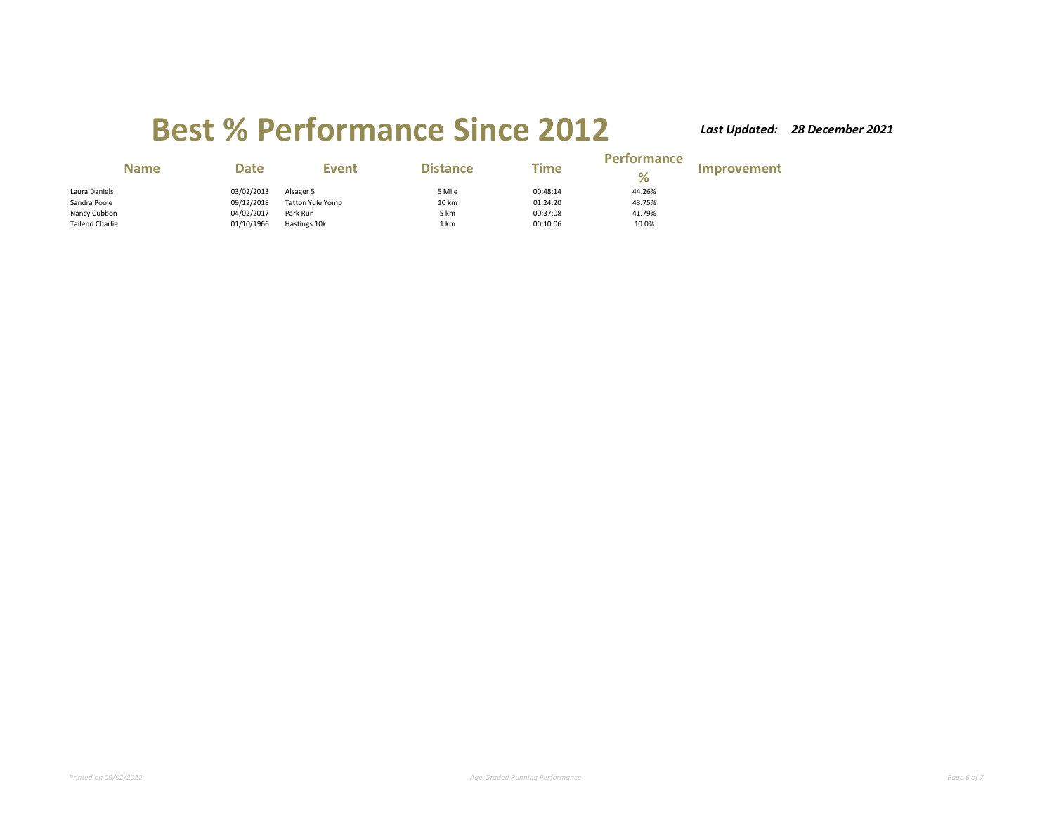# Best % Performance Since 2012

***Last Updated: 28 December 2021***

| Name | Date | Event | Distance | Time | Performance % | Improvement |
|---|---|---|---|---|---|---|
| Laura Daniels | 03/02/2013 | Alsager 5 | 5 Mile | 00:48:14 | 44.26% | |
| Sandra Poole | 09/12/2018 | Tatton Yule Yomp | 10 km | 01:24:20 | 43.75% | |
| Nancy Cubbon | 04/02/2017 | Park Run | 5 km | 00:37:08 | 41.79% | |
| Tailend Charlie | 01/10/1966 | Hastings 10k | 1 km | 00:10:06 | 10.0% | |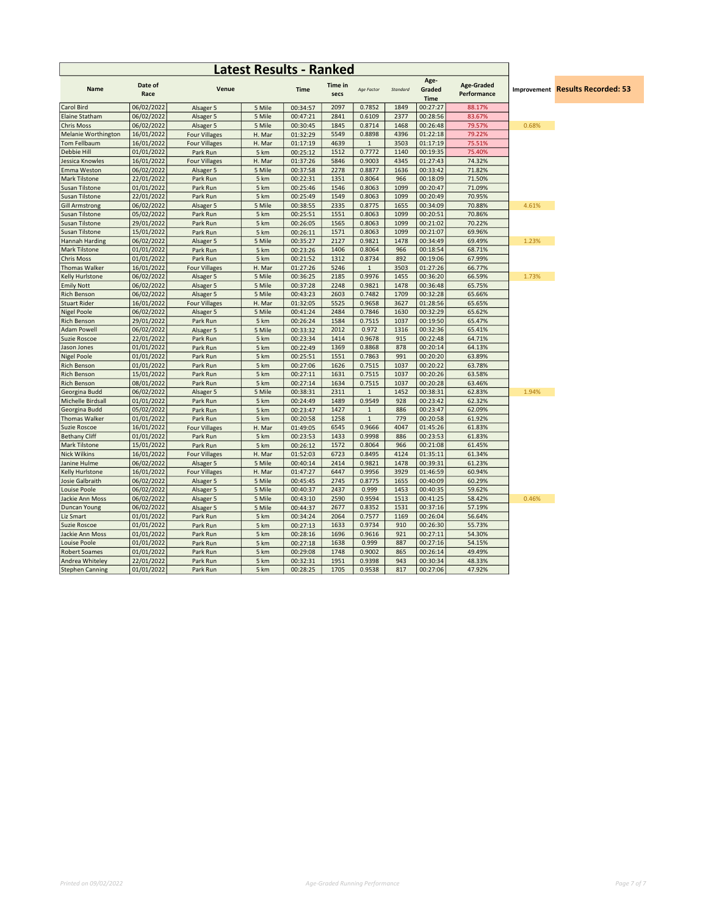# Latest Results - Ranked

**Results Recorded: 53**

| Name | Date of Race | Venue | | Time | Time in secs | Age Factor | Standard | Age-Graded Time | Age-Graded Performance | Improvement |
|---|---|---|---|---|---|---|---|---|---|---|
| Carol Bird | 06/02/2022 | Alsager 5 | 5 Mile | 00:34:57 | 2097 | 0.7852 | 1849 | 00:27:27 | 88.17% | |
| Elaine Statham | 06/02/2022 | Alsager 5 | 5 Mile | 00:47:21 | 2841 | 0.6109 | 2377 | 00:28:56 | 83.67% | |
| Chris Moss | 06/02/2022 | Alsager 5 | 5 Mile | 00:30:45 | 1845 | 0.8714 | 1468 | 00:26:48 | 79.57% | 0.68% |
| Melanie Worthington | 16/01/2022 | Four Villages | H. Mar | 01:32:29 | 5549 | 0.8898 | 4396 | 01:22:18 | 79.22% | |
| Tom Fellbaum | 16/01/2022 | Four Villages | H. Mar | 01:17:19 | 4639 | 1 | 3503 | 01:17:19 | 75.51% | |
| Debbie Hill | 01/01/2022 | Park Run | 5 km | 00:25:12 | 1512 | 0.7772 | 1140 | 00:19:35 | 75.40% | |
| Jessica Knowles | 16/01/2022 | Four Villages | H. Mar | 01:37:26 | 5846 | 0.9003 | 4345 | 01:27:43 | 74.32% | |
| Emma Weston | 06/02/2022 | Alsager 5 | 5 Mile | 00:37:58 | 2278 | 0.8877 | 1636 | 00:33:42 | 71.82% | |
| Mark Tilstone | 22/01/2022 | Park Run | 5 km | 00:22:31 | 1351 | 0.8064 | 966 | 00:18:09 | 71.50% | |
| Susan Tilstone | 01/01/2022 | Park Run | 5 km | 00:25:46 | 1546 | 0.8063 | 1099 | 00:20:47 | 71.09% | |
| Susan Tilstone | 22/01/2022 | Park Run | 5 km | 00:25:49 | 1549 | 0.8063 | 1099 | 00:20:49 | 70.95% | |
| Gill Armstrong | 06/02/2022 | Alsager 5 | 5 Mile | 00:38:55 | 2335 | 0.8775 | 1655 | 00:34:09 | 70.88% | 4.61% |
| Susan Tilstone | 05/02/2022 | Park Run | 5 km | 00:25:51 | 1551 | 0.8063 | 1099 | 00:20:51 | 70.86% | |
| Susan Tilstone | 29/01/2022 | Park Run | 5 km | 00:26:05 | 1565 | 0.8063 | 1099 | 00:21:02 | 70.22% | |
| Susan Tilstone | 15/01/2022 | Park Run | 5 km | 00:26:11 | 1571 | 0.8063 | 1099 | 00:21:07 | 69.96% | |
| Hannah Harding | 06/02/2022 | Alsager 5 | 5 Mile | 00:35:27 | 2127 | 0.9821 | 1478 | 00:34:49 | 69.49% | 1.23% |
| Mark Tilstone | 01/01/2022 | Park Run | 5 km | 00:23:26 | 1406 | 0.8064 | 966 | 00:18:54 | 68.71% | |
| Chris Moss | 01/01/2022 | Park Run | 5 km | 00:21:52 | 1312 | 0.8734 | 892 | 00:19:06 | 67.99% | |
| Thomas Walker | 16/01/2022 | Four Villages | H. Mar | 01:27:26 | 5246 | 1 | 3503 | 01:27:26 | 66.77% | |
| Kelly Hurlstone | 06/02/2022 | Alsager 5 | 5 Mile | 00:36:25 | 2185 | 0.9976 | 1455 | 00:36:20 | 66.59% | 1.73% |
| Emily Nott | 06/02/2022 | Alsager 5 | 5 Mile | 00:37:28 | 2248 | 0.9821 | 1478 | 00:36:48 | 65.75% | |
| Rich Benson | 06/02/2022 | Alsager 5 | 5 Mile | 00:43:23 | 2603 | 0.7482 | 1709 | 00:32:28 | 65.66% | |
| Stuart Rider | 16/01/2022 | Four Villages | H. Mar | 01:32:05 | 5525 | 0.9658 | 3627 | 01:28:56 | 65.65% | |
| Nigel Poole | 06/02/2022 | Alsager 5 | 5 Mile | 00:41:24 | 2484 | 0.7846 | 1630 | 00:32:29 | 65.62% | |
| Rich Benson | 29/01/2022 | Park Run | 5 km | 00:26:24 | 1584 | 0.7515 | 1037 | 00:19:50 | 65.47% | |
| Adam Powell | 06/02/2022 | Alsager 5 | 5 Mile | 00:33:32 | 2012 | 0.972 | 1316 | 00:32:36 | 65.41% | |
| Suzie Roscoe | 22/01/2022 | Park Run | 5 km | 00:23:34 | 1414 | 0.9678 | 915 | 00:22:48 | 64.71% | |
| Jason Jones | 01/01/2022 | Park Run | 5 km | 00:22:49 | 1369 | 0.8868 | 878 | 00:20:14 | 64.13% | |
| Nigel Poole | 01/01/2022 | Park Run | 5 km | 00:25:51 | 1551 | 0.7863 | 991 | 00:20:20 | 63.89% | |
| Rich Benson | 01/01/2022 | Park Run | 5 km | 00:27:06 | 1626 | 0.7515 | 1037 | 00:20:22 | 63.78% | |
| Rich Benson | 15/01/2022 | Park Run | 5 km | 00:27:11 | 1631 | 0.7515 | 1037 | 00:20:26 | 63.58% | |
| Rich Benson | 08/01/2022 | Park Run | 5 km | 00:27:14 | 1634 | 0.7515 | 1037 | 00:20:28 | 63.46% | |
| Georgina Budd | 06/02/2022 | Alsager 5 | 5 Mile | 00:38:31 | 2311 | 1 | 1452 | 00:38:31 | 62.83% | 1.94% |
| Michelle Birdsall | 01/01/2022 | Park Run | 5 km | 00:24:49 | 1489 | 0.9549 | 928 | 00:23:42 | 62.32% | |
| Georgina Budd | 05/02/2022 | Park Run | 5 km | 00:23:47 | 1427 | 1 | 886 | 00:23:47 | 62.09% | |
| Thomas Walker | 01/01/2022 | Park Run | 5 km | 00:20:58 | 1258 | 1 | 779 | 00:20:58 | 61.92% | |
| Suzie Roscoe | 16/01/2022 | Four Villages | H. Mar | 01:49:05 | 6545 | 0.9666 | 4047 | 01:45:26 | 61.83% | |
| Bethany Cliff | 01/01/2022 | Park Run | 5 km | 00:23:53 | 1433 | 0.9998 | 886 | 00:23:53 | 61.83% | |
| Mark Tilstone | 15/01/2022 | Park Run | 5 km | 00:26:12 | 1572 | 0.8064 | 966 | 00:21:08 | 61.45% | |
| Nick Wilkins | 16/01/2022 | Four Villages | H. Mar | 01:52:03 | 6723 | 0.8495 | 4124 | 01:35:11 | 61.34% | |
| Janine Hulme | 06/02/2022 | Alsager 5 | 5 Mile | 00:40:14 | 2414 | 0.9821 | 1478 | 00:39:31 | 61.23% | |
| Kelly Hurlstone | 16/01/2022 | Four Villages | H. Mar | 01:47:27 | 6447 | 0.9956 | 3929 | 01:46:59 | 60.94% | |
| Josie Galbraith | 06/02/2022 | Alsager 5 | 5 Mile | 00:45:45 | 2745 | 0.8775 | 1655 | 00:40:09 | 60.29% | |
| Louise Poole | 06/02/2022 | Alsager 5 | 5 Mile | 00:40:37 | 2437 | 0.999 | 1453 | 00:40:35 | 59.62% | |
| Jackie Ann Moss | 06/02/2022 | Alsager 5 | 5 Mile | 00:43:10 | 2590 | 0.9594 | 1513 | 00:41:25 | 58.42% | 0.46% |
| Duncan Young | 06/02/2022 | Alsager 5 | 5 Mile | 00:44:37 | 2677 | 0.8352 | 1531 | 00:37:16 | 57.19% | |
| Liz Smart | 01/01/2022 | Park Run | 5 km | 00:34:24 | 2064 | 0.7577 | 1169 | 00:26:04 | 56.64% | |
| Suzie Roscoe | 01/01/2022 | Park Run | 5 km | 00:27:13 | 1633 | 0.9734 | 910 | 00:26:30 | 55.73% | |
| Jackie Ann Moss | 01/01/2022 | Park Run | 5 km | 00:28:16 | 1696 | 0.9616 | 921 | 00:27:11 | 54.30% | |
| Louise Poole | 01/01/2022 | Park Run | 5 km | 00:27:18 | 1638 | 0.999 | 887 | 00:27:16 | 54.15% | |
| Robert Soames | 01/01/2022 | Park Run | 5 km | 00:29:08 | 1748 | 0.9002 | 865 | 00:26:14 | 49.49% | |
| Andrea Whiteley | 22/01/2022 | Park Run | 5 km | 00:32:31 | 1951 | 0.9398 | 943 | 00:30:34 | 48.33% | |
| Stephen Canning | 01/01/2022 | Park Run | 5 km | 00:28:25 | 1705 | 0.9538 | 817 | 00:27:06 | 47.92% | |

*Printed on 09/02/2022* *Age-Graded Running Performance*